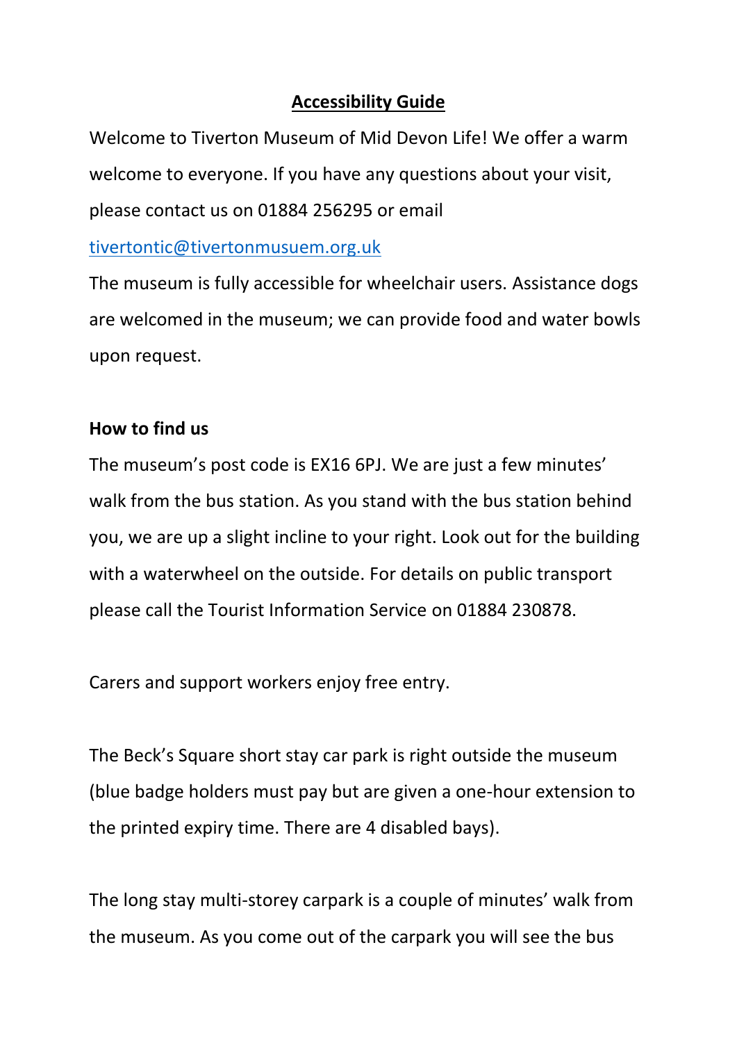# Accessibility Guide

Welcome to Tiverton Museum of Mid Devon Life! We offer a warm welcome to everyone. If you have any questions about your visit, please contact us on 01884 256295 or email [tivertontic@tivertonmusuem.org.uk](mailto:tivertontic@tivertonmusuem.org.uk)

The museum is fully accessible for wheelchair users. Assistance dogs are welcomed in the museum; we can provide food and water bowls upon request.

**How to find us**

The museum's post code is EX16 6PJ. We are just a few minutes' walk from the bus station. As you stand with the bus station behind you, we are up a slight incline to your right. Look out for the building with a waterwheel on the outside. For details on public transport please call the Tourist Information Service on 01884 230878.

Carers and support workers enjoy free entry.

The Beck's Square short stay car park is right outside the museum (blue badge holders must pay but are given a one-hour extension to the printed expiry time. There are 4 disabled bays).

The long stay multi-storey carpark is a couple of minutes' walk from the museum. As you come out of the carpark you will see the bus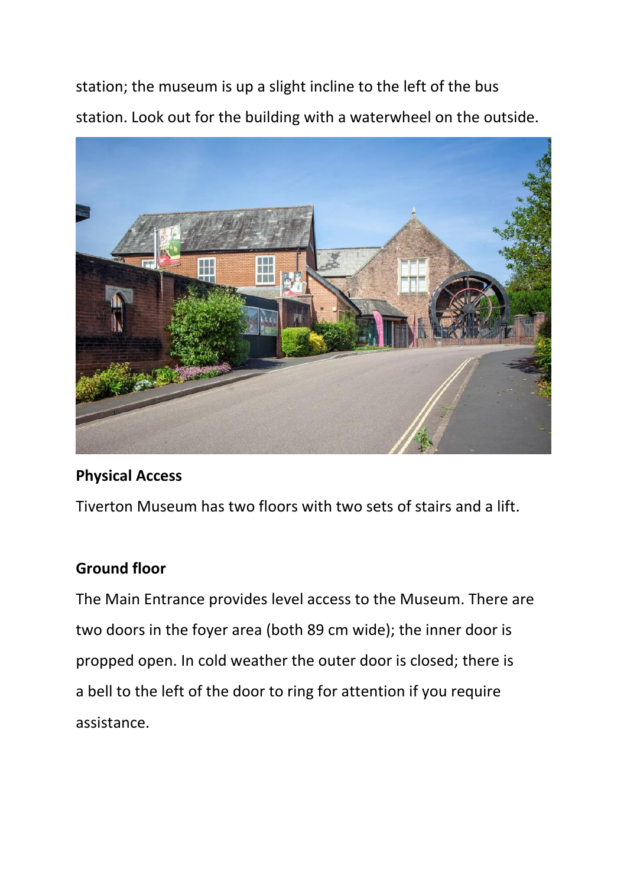station; the museum is up a slight incline to the left of the bus station. Look out for the building with a waterwheel on the outside.

**Physical Access**

Tiverton Museum has two floors with two sets of stairs and a lift.

**Ground floor**

The Main Entrance provides level access to the Museum. There are two doors in the foyer area (both 89 cm wide); the inner door is propped open. In cold weather the outer door is closed; there is a bell to the left of the door to ring for attention if you require assistance.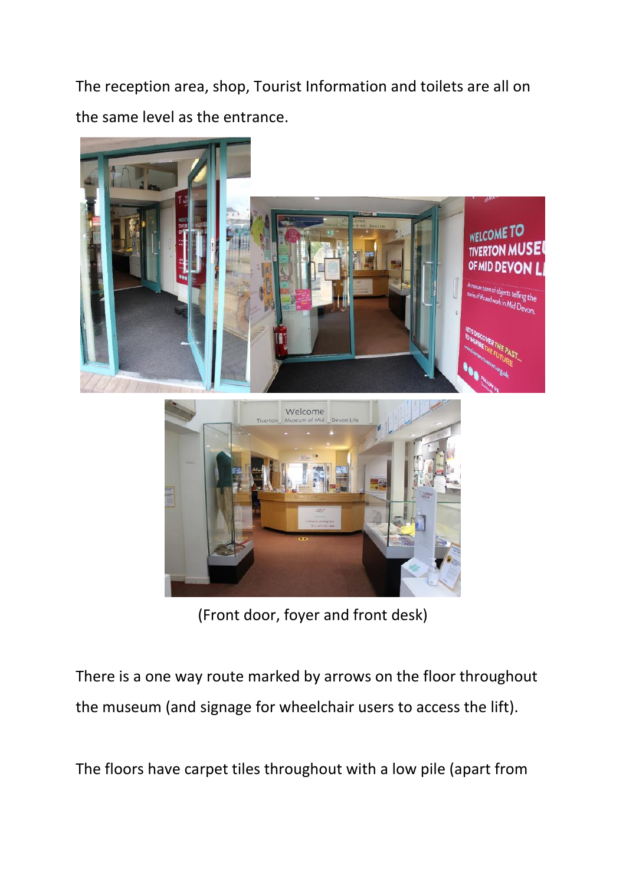The reception area, shop, Tourist Information and toilets are all on the same level as the entrance.

(Front door, foyer and front desk)

There is a one way route marked by arrows on the floor throughout the museum (and signage for wheelchair users to access the lift).

The floors have carpet tiles throughout with a low pile (apart from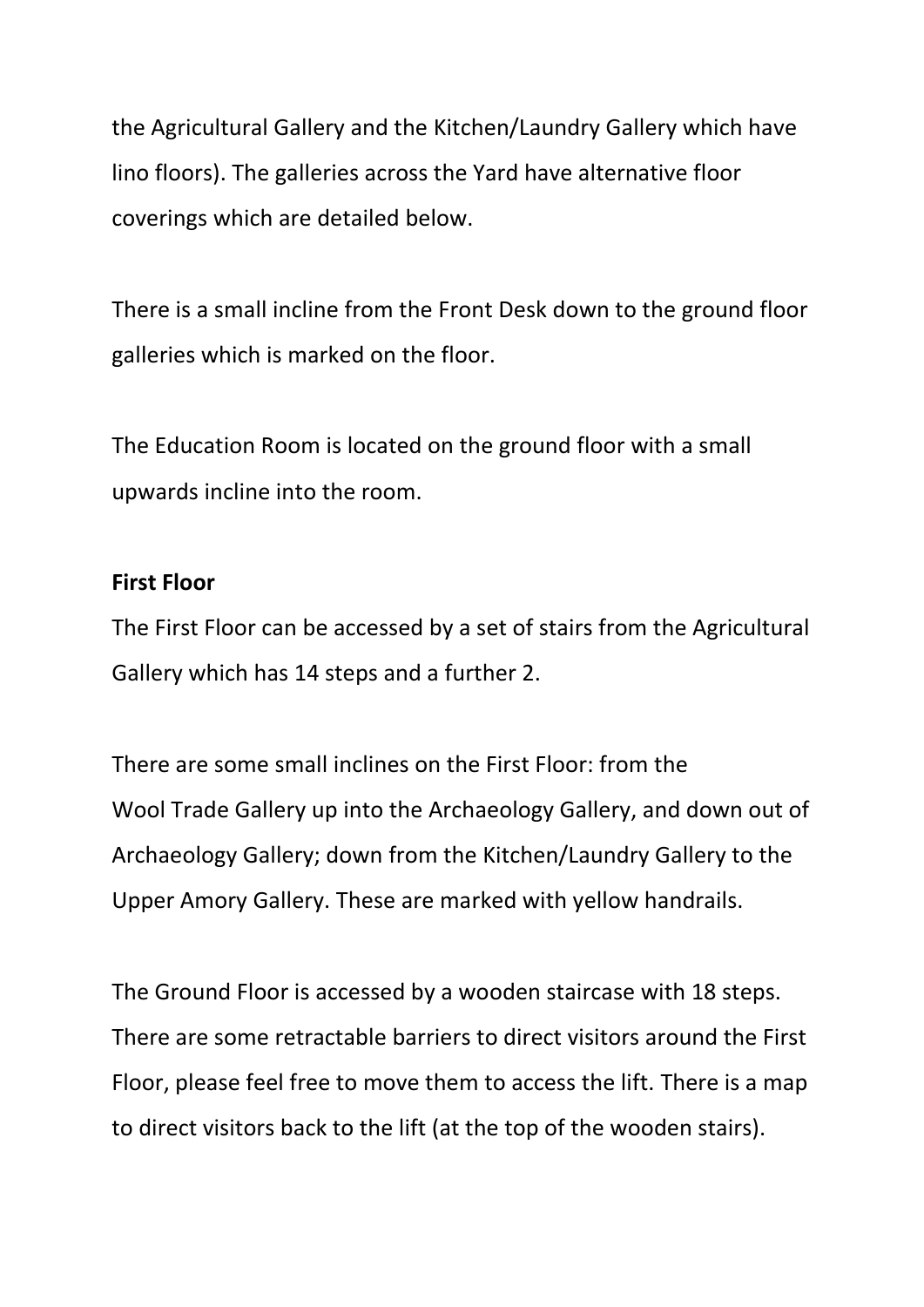the Agricultural Gallery and the Kitchen/Laundry Gallery which have lino floors). The galleries across the Yard have alternative floor coverings which are detailed below.

There is a small incline from the Front Desk down to the ground floor galleries which is marked on the floor.

The Education Room is located on the ground floor with a small upwards incline into the room.

**First Floor**

The First Floor can be accessed by a set of stairs from the Agricultural Gallery which has 14 steps and a further 2.

There are some small inclines on the First Floor: from the Wool Trade Gallery up into the Archaeology Gallery, and down out of Archaeology Gallery; down from the Kitchen/Laundry Gallery to the Upper Amory Gallery. These are marked with yellow handrails.

The Ground Floor is accessed by a wooden staircase with 18 steps. There are some retractable barriers to direct visitors around the First Floor, please feel free to move them to access the lift. There is a map to direct visitors back to the lift (at the top of the wooden stairs).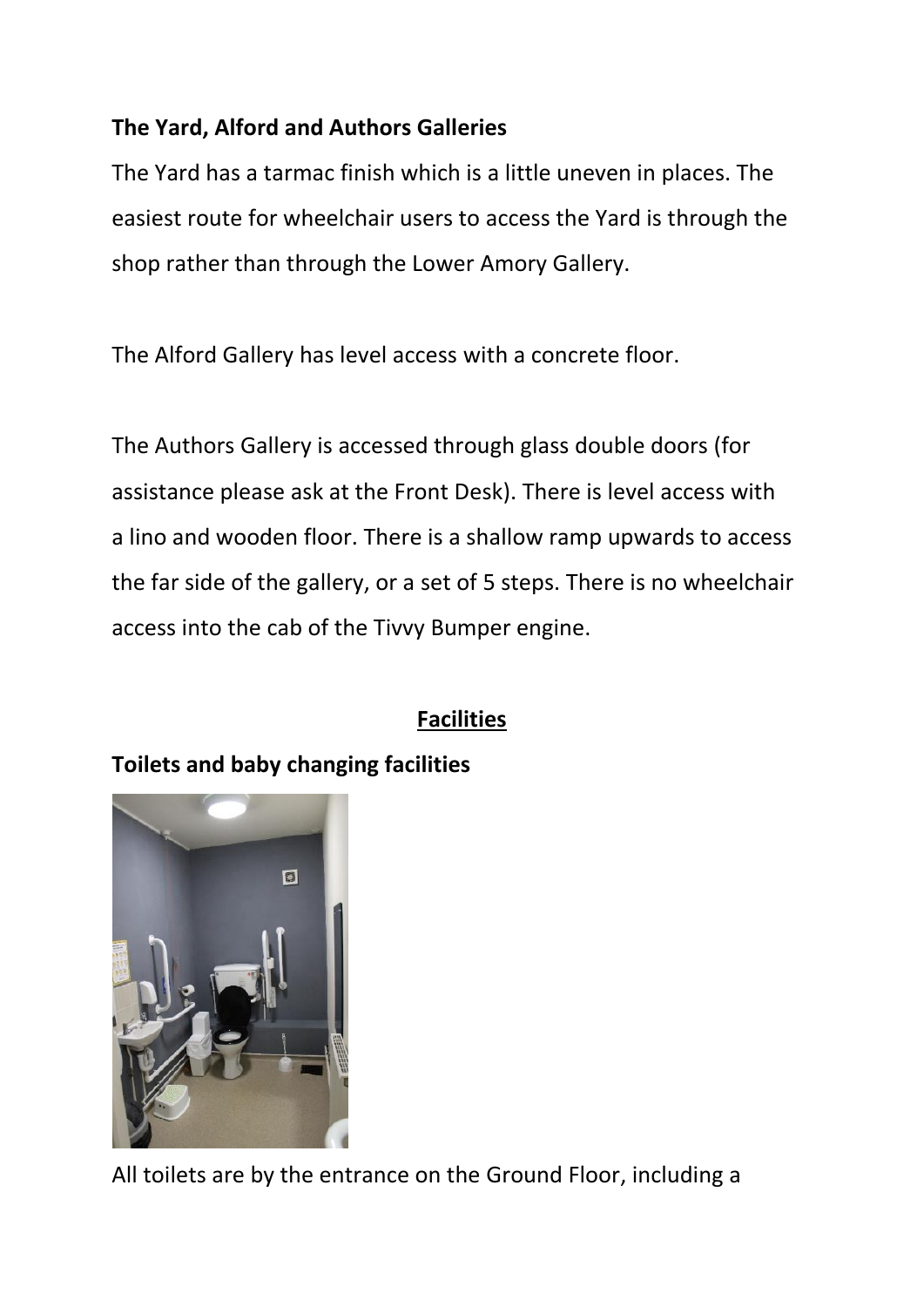**The Yard, Alford and Authors Galleries**

The Yard has a tarmac finish which is a little uneven in places. The easiest route for wheelchair users to access the Yard is through the shop rather than through the Lower Amory Gallery.

The Alford Gallery has level access with a concrete floor.

The Authors Gallery is accessed through glass double doors (for assistance please ask at the Front Desk). There is level access with a lino and wooden floor. There is a shallow ramp upwards to access the far side of the gallery, or a set of 5 steps. There is no wheelchair access into the cab of the Tivvy Bumper engine.

## Facilities

**Toilets and baby changing facilities**

All toilets are by the entrance on the Ground Floor, including a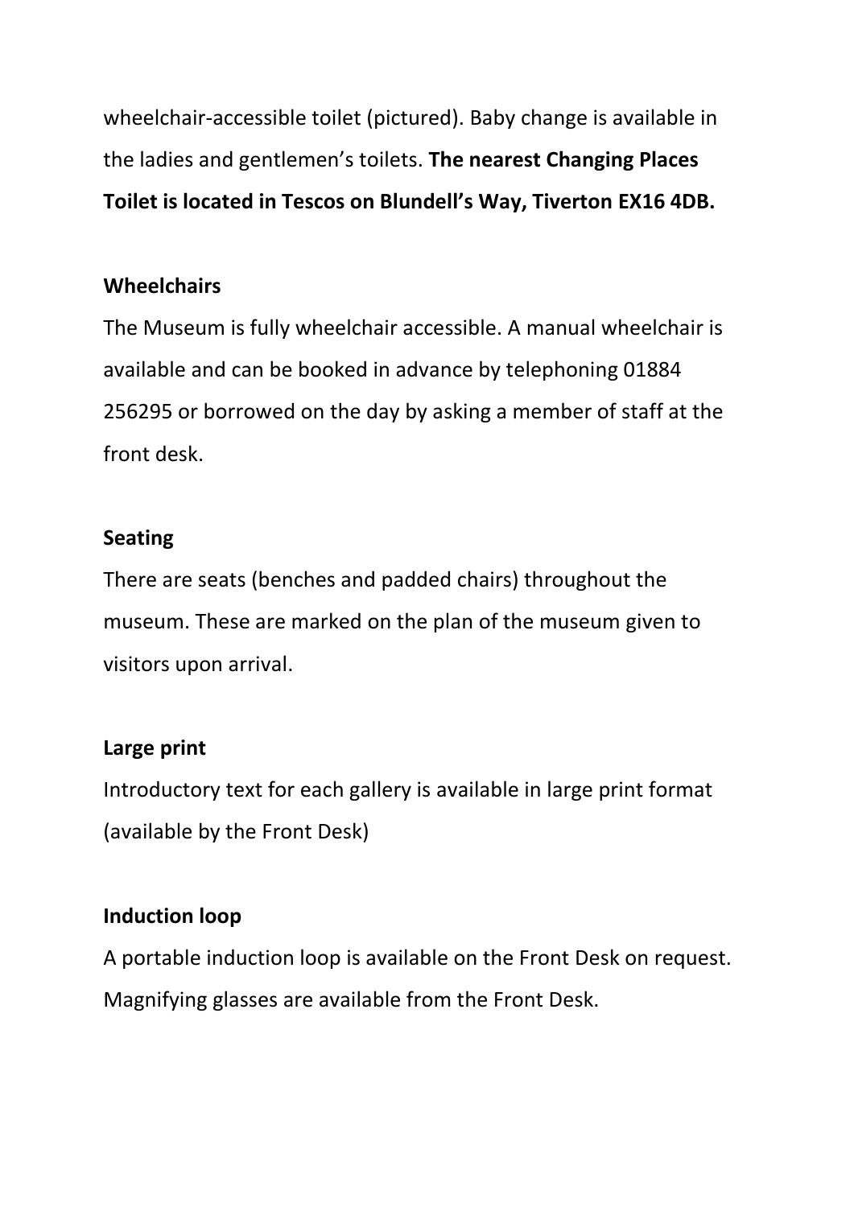wheelchair-accessible toilet (pictured). Baby change is available in the ladies and gentlemen's toilets. **The nearest Changing Places Toilet is located in Tescos on Blundell's Way, Tiverton EX16 4DB.**

**Wheelchairs**

The Museum is fully wheelchair accessible. A manual wheelchair is available and can be booked in advance by telephoning 01884 256295 or borrowed on the day by asking a member of staff at the front desk.

**Seating**

There are seats (benches and padded chairs) throughout the museum. These are marked on the plan of the museum given to visitors upon arrival.

**Large print**

Introductory text for each gallery is available in large print format (available by the Front Desk)

**Induction loop**

A portable induction loop is available on the Front Desk on request. Magnifying glasses are available from the Front Desk.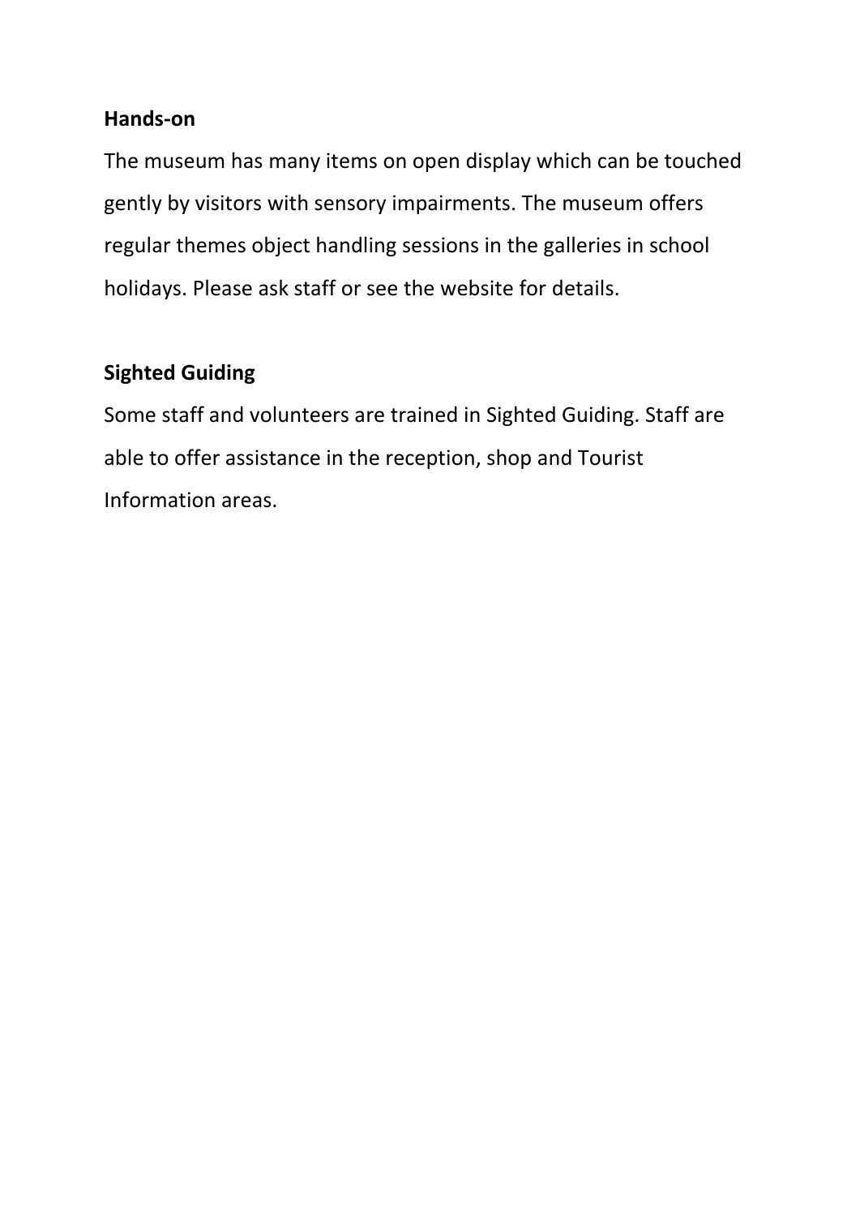## Hands-on

The museum has many items on open display which can be touched gently by visitors with sensory impairments. The museum offers regular themes object handling sessions in the galleries in school holidays. Please ask staff or see the website for details.

## Sighted Guiding

Some staff and volunteers are trained in Sighted Guiding. Staff are able to offer assistance in the reception, shop and Tourist Information areas.